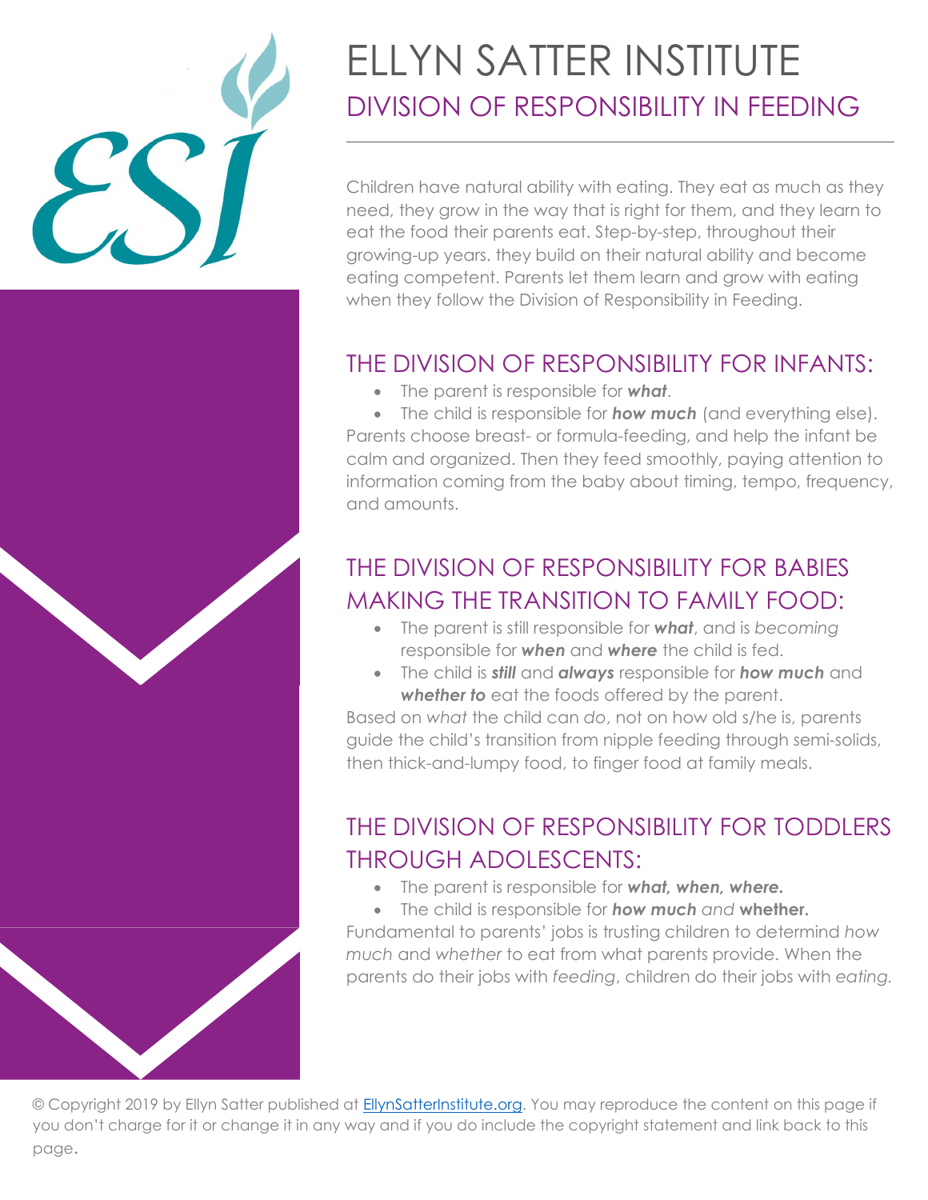# ELLYN SATTER INSTITUTE

## DIVISION OF RESPONSIBILITY IN FEEDING

Children have natural ability with eating. They eat as much as they need, they grow in the way that is right for them, and they learn to eat the food their parents eat. Step-by-step, throughout their growing-up years. they build on their natural ability and become eating competent. Parents let them learn and grow with eating when they follow the Division of Responsibility in Feeding.

## THE DIVISION OF RESPONSIBILITY FOR INFANTS:

- The parent is responsible for ***what***.
- The child is responsible for ***how much*** (and everything else).

Parents choose breast- or formula-feeding, and help the infant be calm and organized. Then they feed smoothly, paying attention to information coming from the baby about timing, tempo, frequency, and amounts.

## THE DIVISION OF RESPONSIBILITY FOR BABIES MAKING THE TRANSITION TO FAMILY FOOD:

- The parent is still responsible for ***what***, and is *becoming* responsible for ***when*** and ***where*** the child is fed.
- The child is ***still*** and ***always*** responsible for ***how much*** and ***whether to*** eat the foods offered by the parent.

Based on *what* the child can *do*, not on how old s/he is, parents guide the child's transition from nipple feeding through semi-solids, then thick-and-lumpy food, to finger food at family meals.

## THE DIVISION OF RESPONSIBILITY FOR TODDLERS THROUGH ADOLESCENTS:

- The parent is responsible for ***what, when, where.***
- The child is responsible for ***how much*** *and* **whether.**

Fundamental to parents' jobs is trusting children to determind *how much* and *whether* to eat from what parents provide. When the parents do their jobs with *feeding*, children do their jobs with *eating.*

© Copyright 2019 by Ellyn Satter published at EllynSatterInstitute.org. You may reproduce the content on this page if you don't charge for it or change it in any way and if you do include the copyright statement and link back to this page.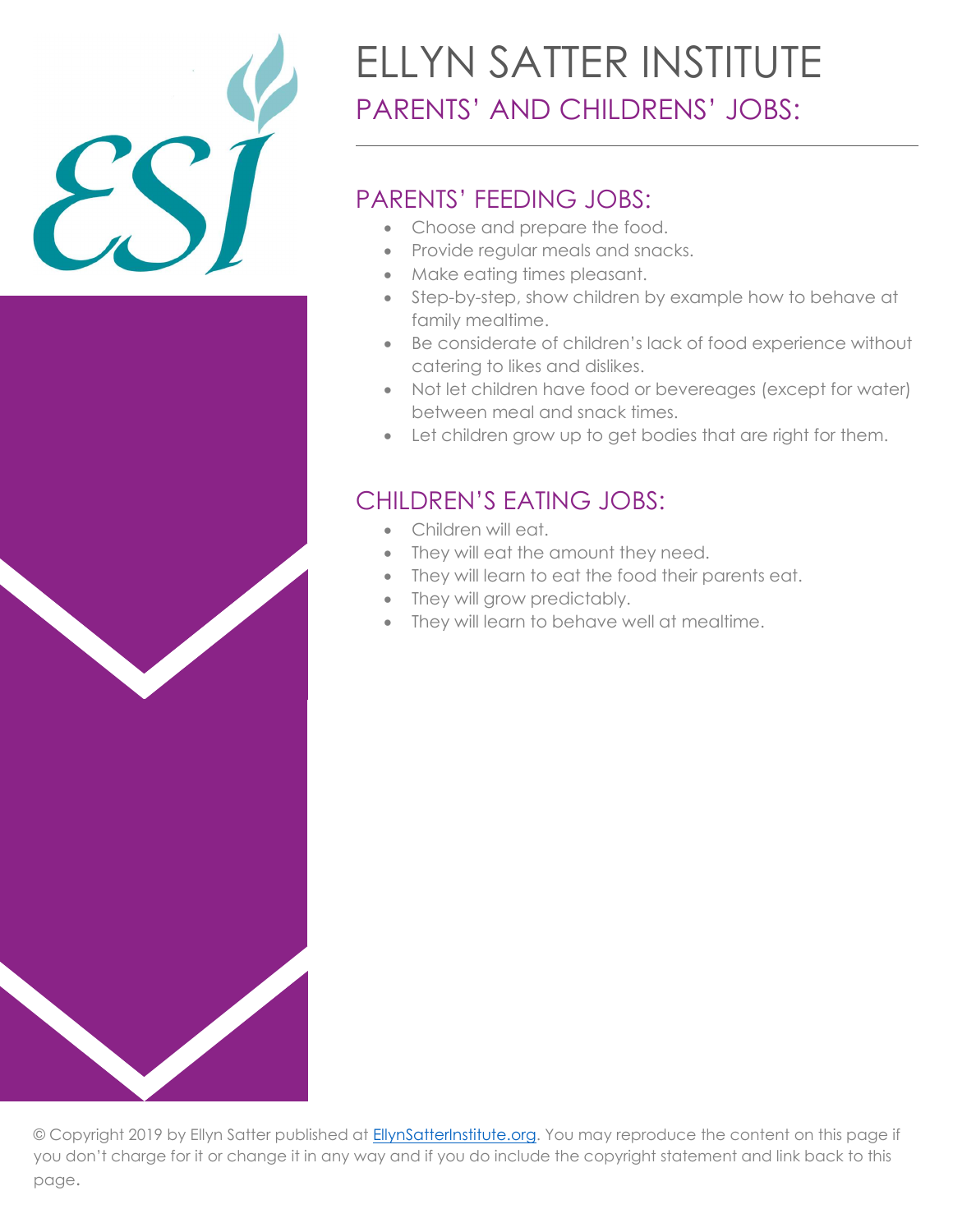# ELLYN SATTER INSTITUTE

## PARENTS' AND CHILDRENS' JOBS:

### PARENTS' FEEDING JOBS:

- Choose and prepare the food.
- Provide regular meals and snacks.
- Make eating times pleasant.
- Step-by-step, show children by example how to behave at family mealtime.
- Be considerate of children's lack of food experience without catering to likes and dislikes.
- Not let children have food or bevereages (except for water) between meal and snack times.
- Let children grow up to get bodies that are right for them.

### CHILDREN'S EATING JOBS:

- Children will eat.
- They will eat the amount they need.
- They will learn to eat the food their parents eat.
- They will grow predictably.
- They will learn to behave well at mealtime.

© Copyright 2019 by Ellyn Satter published at EllynSatterInstitute.org. You may reproduce the content on this page if you don't charge for it or change it in any way and if you do include the copyright statement and link back to this page.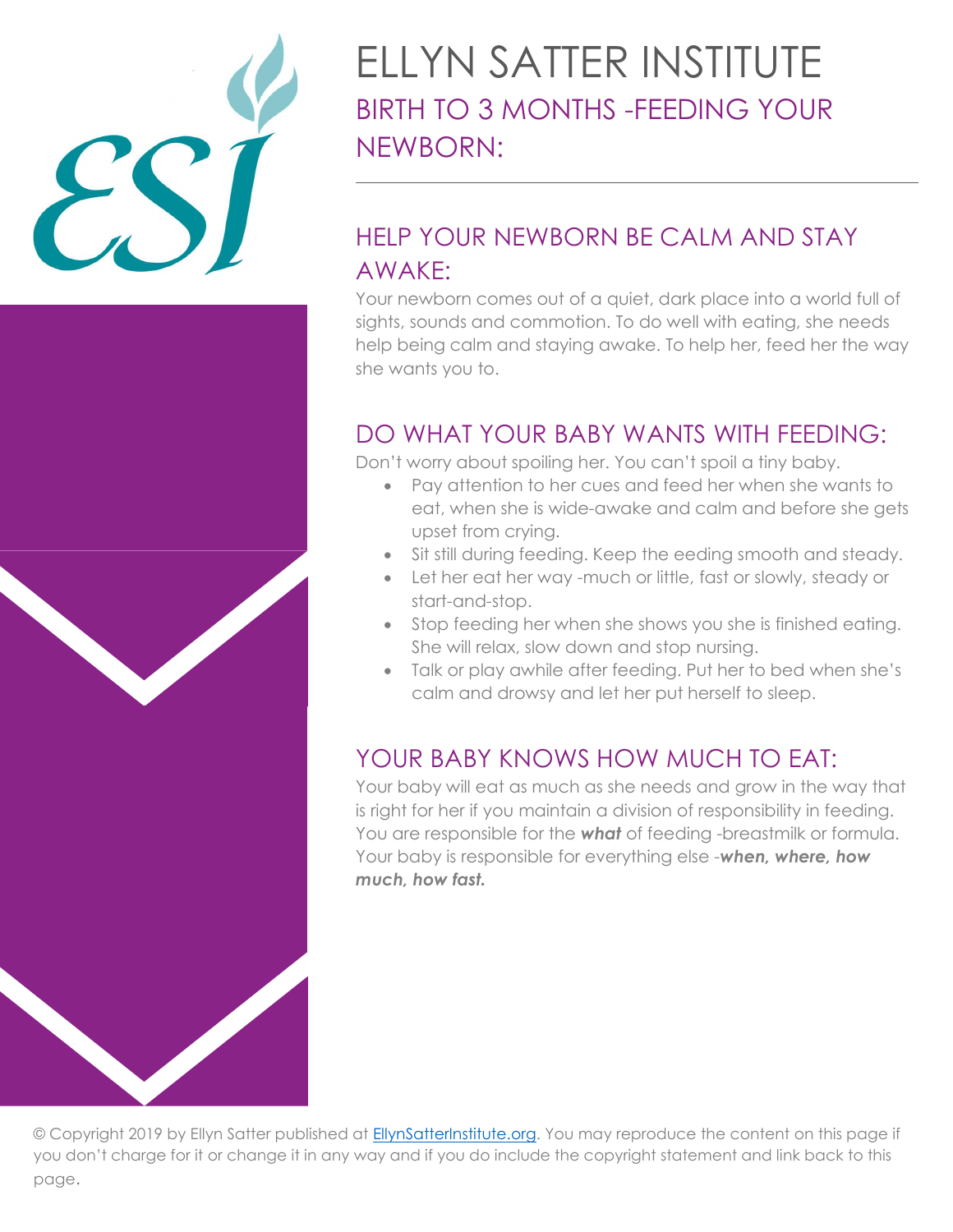# ELLYN SATTER INSTITUTE

## BIRTH TO 3 MONTHS -FEEDING YOUR NEWBORN:

### HELP YOUR NEWBORN BE CALM AND STAY AWAKE:

Your newborn comes out of a quiet, dark place into a world full of sights, sounds and commotion. To do well with eating, she needs help being calm and staying awake. To help her, feed her the way she wants you to.

### DO WHAT YOUR BABY WANTS WITH FEEDING:

Don't worry about spoiling her. You can't spoil a tiny baby.

- Pay attention to her cues and feed her when she wants to eat, when she is wide-awake and calm and before she gets upset from crying.
- Sit still during feeding. Keep the eeding smooth and steady.
- Let her eat her way -much or little, fast or slowly, steady or start-and-stop.
- Stop feeding her when she shows you she is finished eating. She will relax, slow down and stop nursing.
- Talk or play awhile after feeding. Put her to bed when she's calm and drowsy and let her put herself to sleep.

### YOUR BABY KNOWS HOW MUCH TO EAT:

Your baby will eat as much as she needs and grow in the way that is right for her if you maintain a division of responsibility in feeding. You are responsible for the ***what*** of feeding -breastmilk or formula. Your baby is responsible for everything else -***when, where, how much, how fast.***

© Copyright 2019 by Ellyn Satter published at EllynSatterInstitute.org. You may reproduce the content on this page if you don't charge for it or change it in any way and if you do include the copyright statement and link back to this page.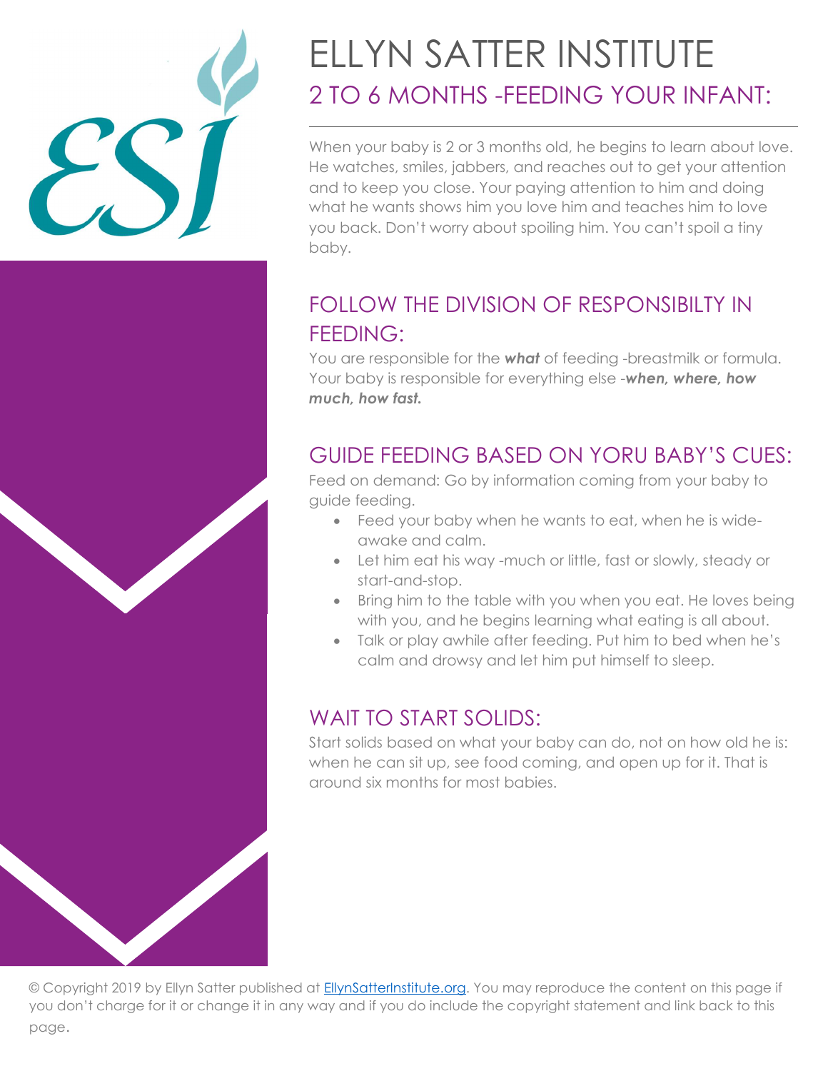# ELLYN SATTER INSTITUTE

## 2 TO 6 MONTHS -FEEDING YOUR INFANT:

When your baby is 2 or 3 months old, he begins to learn about love. He watches, smiles, jabbers, and reaches out to get your attention and to keep you close. Your paying attention to him and doing what he wants shows him you love him and teaches him to love you back. Don't worry about spoiling him. You can't spoil a tiny baby.

## FOLLOW THE DIVISION OF RESPONSIBILTY IN FEEDING:

You are responsible for the ***what*** of feeding -breastmilk or formula. Your baby is responsible for everything else -***when, where, how much, how fast.***

## GUIDE FEEDING BASED ON YORU BABY'S CUES:

Feed on demand: Go by information coming from your baby to guide feeding.

- Feed your baby when he wants to eat, when he is wide-awake and calm.
- Let him eat his way -much or little, fast or slowly, steady or start-and-stop.
- Bring him to the table with you when you eat. He loves being with you, and he begins learning what eating is all about.
- Talk or play awhile after feeding. Put him to bed when he's calm and drowsy and let him put himself to sleep.

## WAIT TO START SOLIDS:

Start solids based on what your baby can do, not on how old he is: when he can sit up, see food coming, and open up for it. That is around six months for most babies.

© Copyright 2019 by Ellyn Satter published at [EllynSatterInstitute.org](EllynSatterInstitute.org). You may reproduce the content on this page if you don't charge for it or change it in any way and if you do include the copyright statement and link back to this page.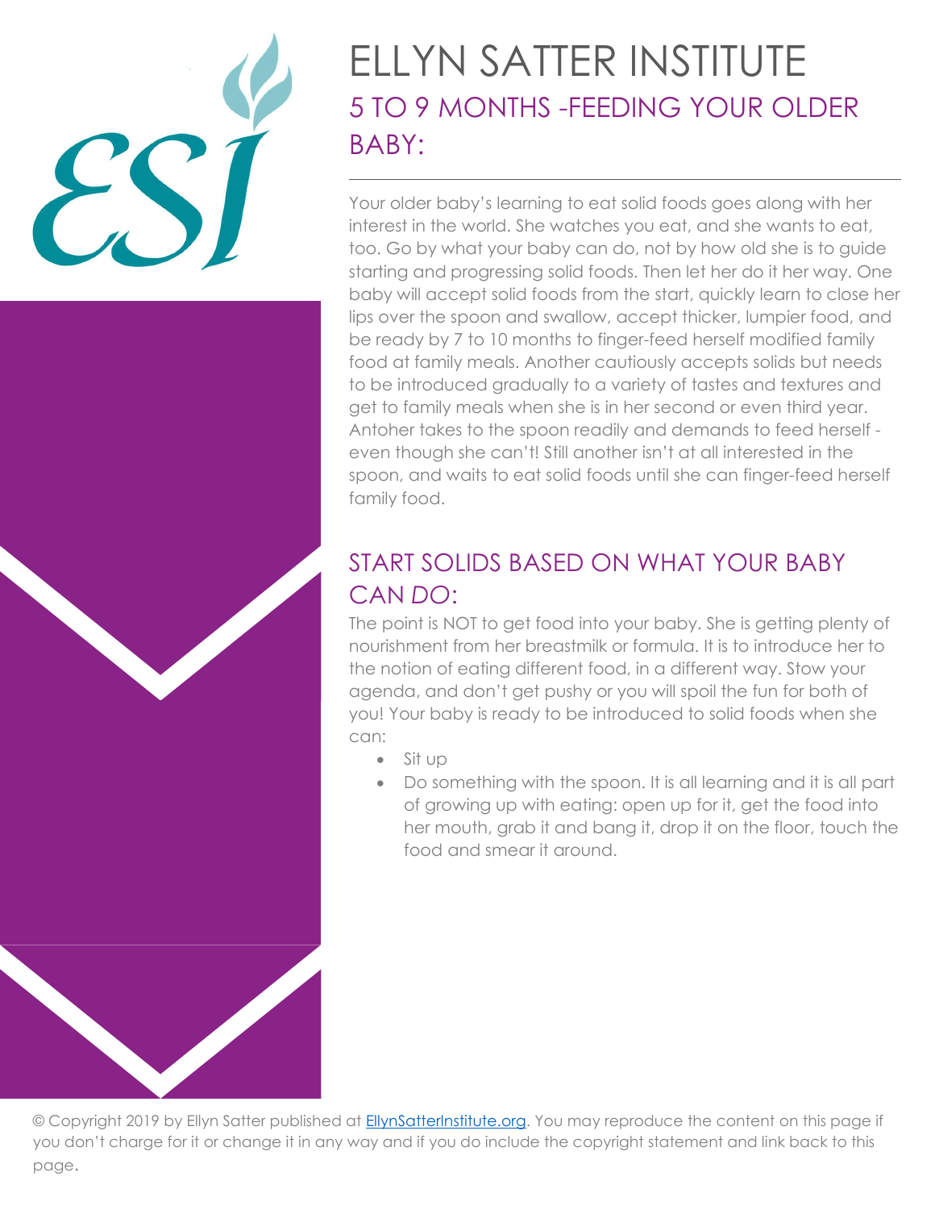# ELLYN SATTER INSTITUTE

## 5 TO 9 MONTHS -FEEDING YOUR OLDER BABY:

Your older baby's learning to eat solid foods goes along with her interest in the world. She watches you eat, and she wants to eat, too. Go by what your baby can do, not by how old she is to guide starting and progressing solid foods. Then let her do it her way. One baby will accept solid foods from the start, quickly learn to close her lips over the spoon and swallow, accept thicker, lumpier food, and be ready by 7 to 10 months to finger-feed herself modified family food at family meals. Another cautiously accepts solids but needs to be introduced gradually to a variety of tastes and textures and get to family meals when she is in her second or even third year. Antoher takes to the spoon readily and demands to feed herself - even though she can't! Still another isn't at all interested in the spoon, and waits to eat solid foods until she can finger-feed herself family food.

## START SOLIDS BASED ON WHAT YOUR BABY CAN *DO*:

The point is NOT to get food into your baby. She is getting plenty of nourishment from her breastmilk or formula. It is to introduce her to the notion of eating different food, in a different way. Stow your agenda, and don't get pushy or you will spoil the fun for both of you! Your baby is ready to be introduced to solid foods when she can:

- Sit up
- Do something with the spoon. It is all learning and it is all part of growing up with eating: open up for it, get the food into her mouth, grab it and bang it, drop it on the floor, touch the food and smear it around.

© Copyright 2019 by Ellyn Satter published at EllynSatterInstitute.org. You may reproduce the content on this page if you don't charge for it or change it in any way and if you do include the copyright statement and link back to this page.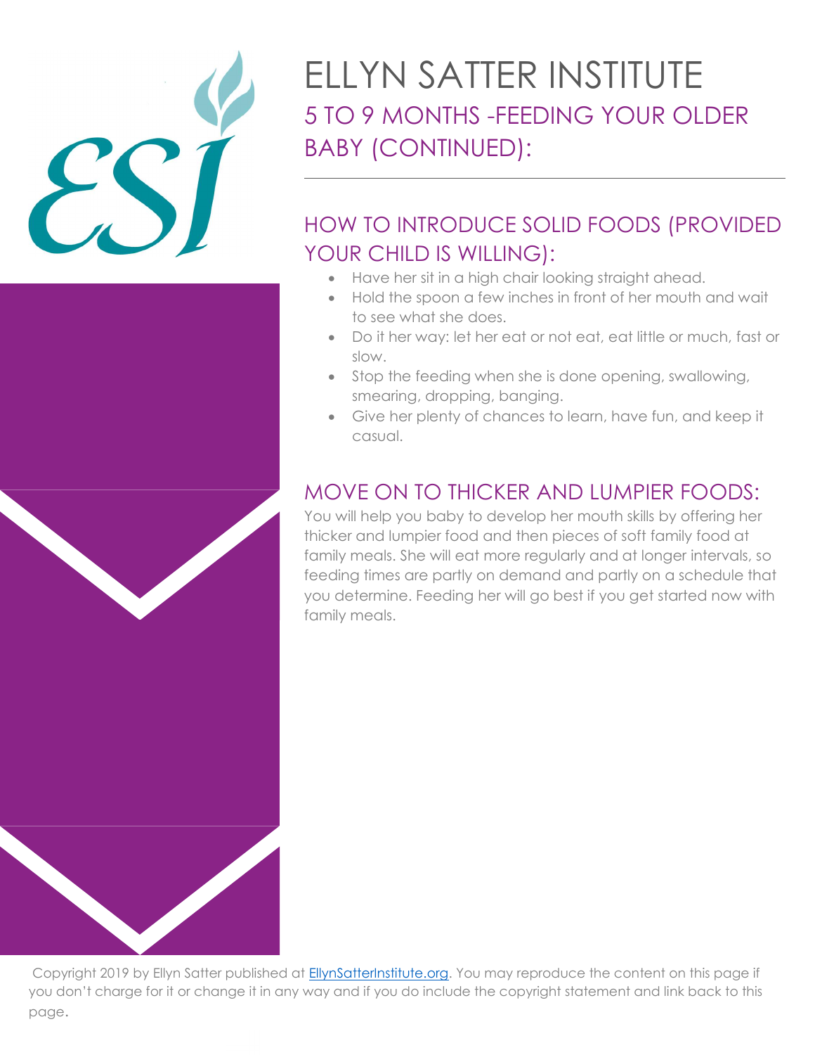# ELLYN SATTER INSTITUTE

## 5 TO 9 MONTHS -FEEDING YOUR OLDER BABY (CONTINUED):

## HOW TO INTRODUCE SOLID FOODS (PROVIDED YOUR CHILD IS WILLING):

- Have her sit in a high chair looking straight ahead.
- Hold the spoon a few inches in front of her mouth and wait to see what she does.
- Do it her way: let her eat or not eat, eat little or much, fast or slow.
- Stop the feeding when she is done opening, swallowing, smearing, dropping, banging.
- Give her plenty of chances to learn, have fun, and keep it casual.

## MOVE ON TO THICKER AND LUMPIER FOODS:

You will help you baby to develop her mouth skills by offering her thicker and lumpier food and then pieces of soft family food at family meals. She will eat more regularly and at longer intervals, so feeding times are partly on demand and partly on a schedule that you determine. Feeding her will go best if you get started now with family meals.

Copyright 2019 by Ellyn Satter published at [EllynSatterInstitute.org](EllynSatterInstitute.org). You may reproduce the content on this page if you don't charge for it or change it in any way and if you do include the copyright statement and link back to this page.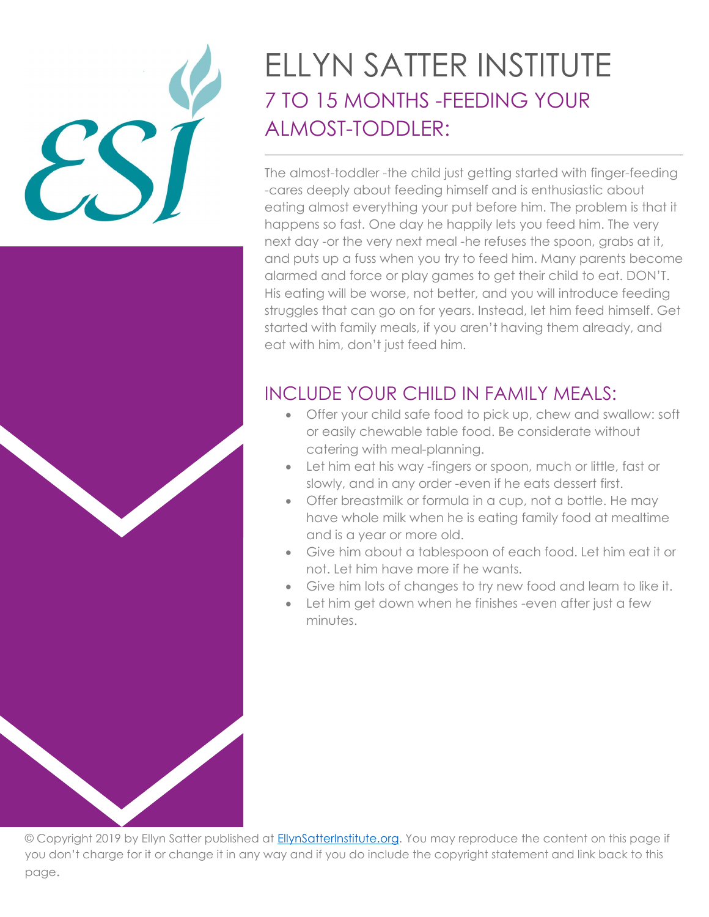# ELLYN SATTER INSTITUTE

## 7 TO 15 MONTHS -FEEDING YOUR ALMOST-TODDLER:

The almost-toddler -the child just getting started with finger-feeding -cares deeply about feeding himself and is enthusiastic about eating almost everything your put before him. The problem is that it happens so fast. One day he happily lets you feed him. The very next day -or the very next meal -he refuses the spoon, grabs at it, and puts up a fuss when you try to feed him. Many parents become alarmed and force or play games to get their child to eat. DON'T. His eating will be worse, not better, and you will introduce feeding struggles that can go on for years. Instead, let him feed himself. Get started with family meals, if you aren't having them already, and eat with him, don't just feed him.

## INCLUDE YOUR CHILD IN FAMILY MEALS:

- Offer your child safe food to pick up, chew and swallow: soft or easily chewable table food. Be considerate without catering with meal-planning.
- Let him eat his way -fingers or spoon, much or little, fast or slowly, and in any order -even if he eats dessert first.
- Offer breastmilk or formula in a cup, not a bottle. He may have whole milk when he is eating family food at mealtime and is a year or more old.
- Give him about a tablespoon of each food. Let him eat it or not. Let him have more if he wants.
- Give him lots of changes to try new food and learn to like it.
- Let him get down when he finishes -even after just a few minutes.

© Copyright 2019 by Ellyn Satter published at [EllynSatterInstitute.org](EllynSatterInstitute.org). You may reproduce the content on this page if you don't charge for it or change it in any way and if you do include the copyright statement and link back to this page.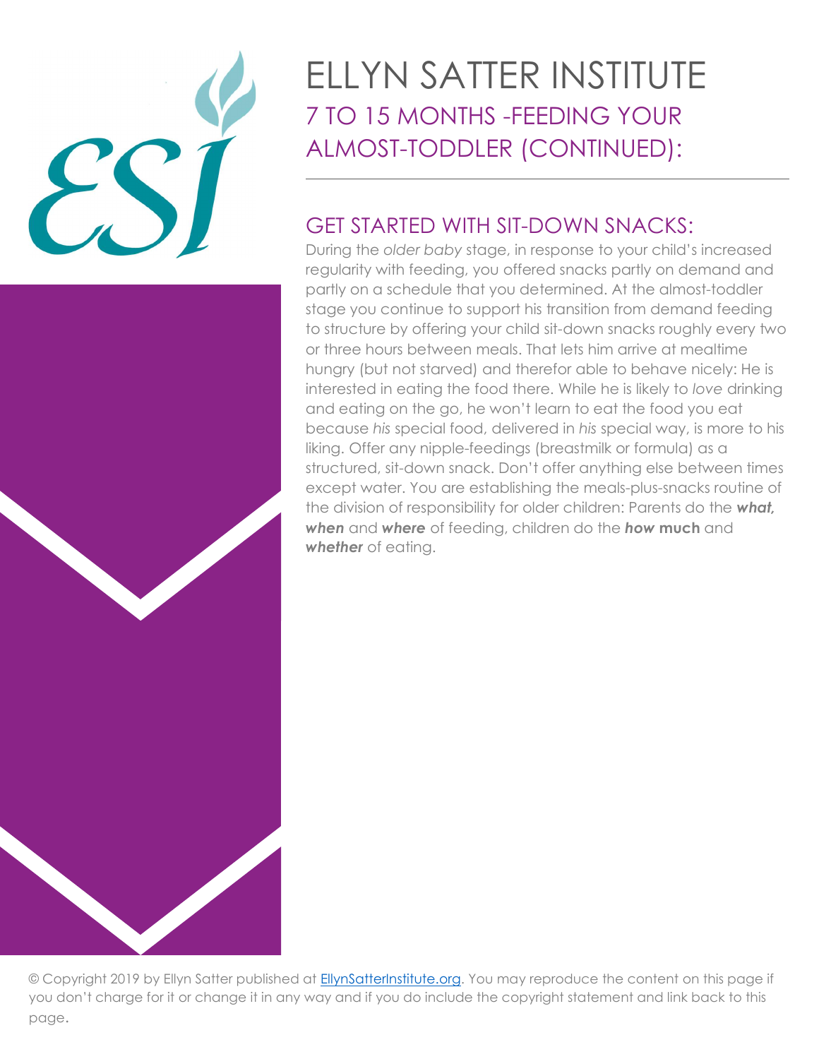# ELLYN SATTER INSTITUTE

## 7 TO 15 MONTHS -FEEDING YOUR ALMOST-TODDLER (CONTINUED):

## GET STARTED WITH SIT-DOWN SNACKS:

During the *older baby* stage, in response to your child's increased regularity with feeding, you offered snacks partly on demand and partly on a schedule that you determined. At the almost-toddler stage you continue to support his transition from demand feeding to structure by offering your child sit-down snacks roughly every two or three hours between meals. That lets him arrive at mealtime hungry (but not starved) and therefor able to behave nicely: He is interested in eating the food there. While he is likely to *love* drinking and eating on the go, he won't learn to eat the food you eat because *his* special food, delivered in *his* special way, is more to his liking. Offer any nipple-feedings (breastmilk or formula) as a structured, sit-down snack. Don't offer anything else between times except water. You are establishing the meals-plus-snacks routine of the division of responsibility for older children: Parents do the ***what, when*** and ***where*** of feeding, children do the ***how* much** and ***whether*** of eating.

© Copyright 2019 by Ellyn Satter published at EllynSatterInstitute.org. You may reproduce the content on this page if you don't charge for it or change it in any way and if you do include the copyright statement and link back to this page.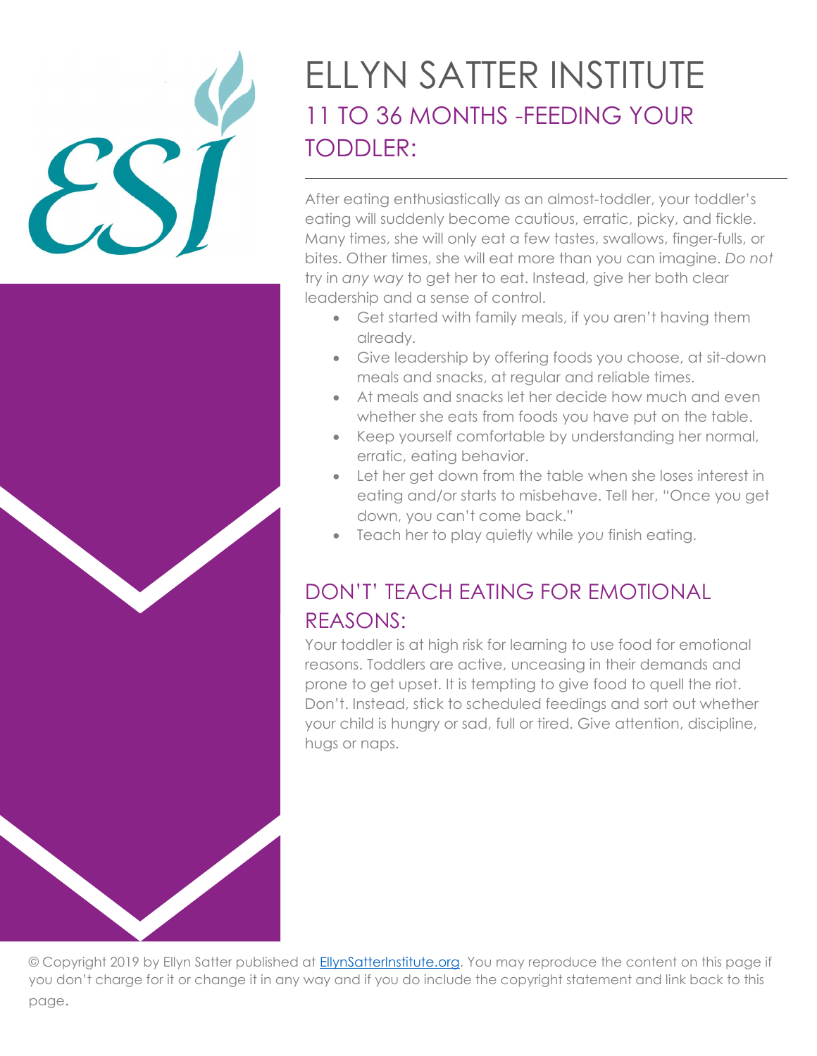# ELLYN SATTER INSTITUTE

## 11 TO 36 MONTHS -FEEDING YOUR TODDLER:

After eating enthusiastically as an almost-toddler, your toddler's eating will suddenly become cautious, erratic, picky, and fickle. Many times, she will only eat a few tastes, swallows, finger-fulls, or bites. Other times, she will eat more than you can imagine. *Do not* try in *any way* to get her to eat. Instead, give her both clear leadership and a sense of control.

- Get started with family meals, if you aren't having them already.
- Give leadership by offering foods you choose, at sit-down meals and snacks, at regular and reliable times.
- At meals and snacks let her decide how much and even whether she eats from foods you have put on the table.
- Keep yourself comfortable by understanding her normal, erratic, eating behavior.
- Let her get down from the table when she loses interest in eating and/or starts to misbehave. Tell her, "Once you get down, you can't come back."
- Teach her to play quietly while *you* finish eating.

## DON'T' TEACH EATING FOR EMOTIONAL REASONS:

Your toddler is at high risk for learning to use food for emotional reasons. Toddlers are active, unceasing in their demands and prone to get upset. It is tempting to give food to quell the riot. Don't. Instead, stick to scheduled feedings and sort out whether your child is hungry or sad, full or tired. Give attention, discipline, hugs or naps.

© Copyright 2019 by Ellyn Satter published at EllynSatterInstitute.org. You may reproduce the content on this page if you don't charge for it or change it in any way and if you do include the copyright statement and link back to this page.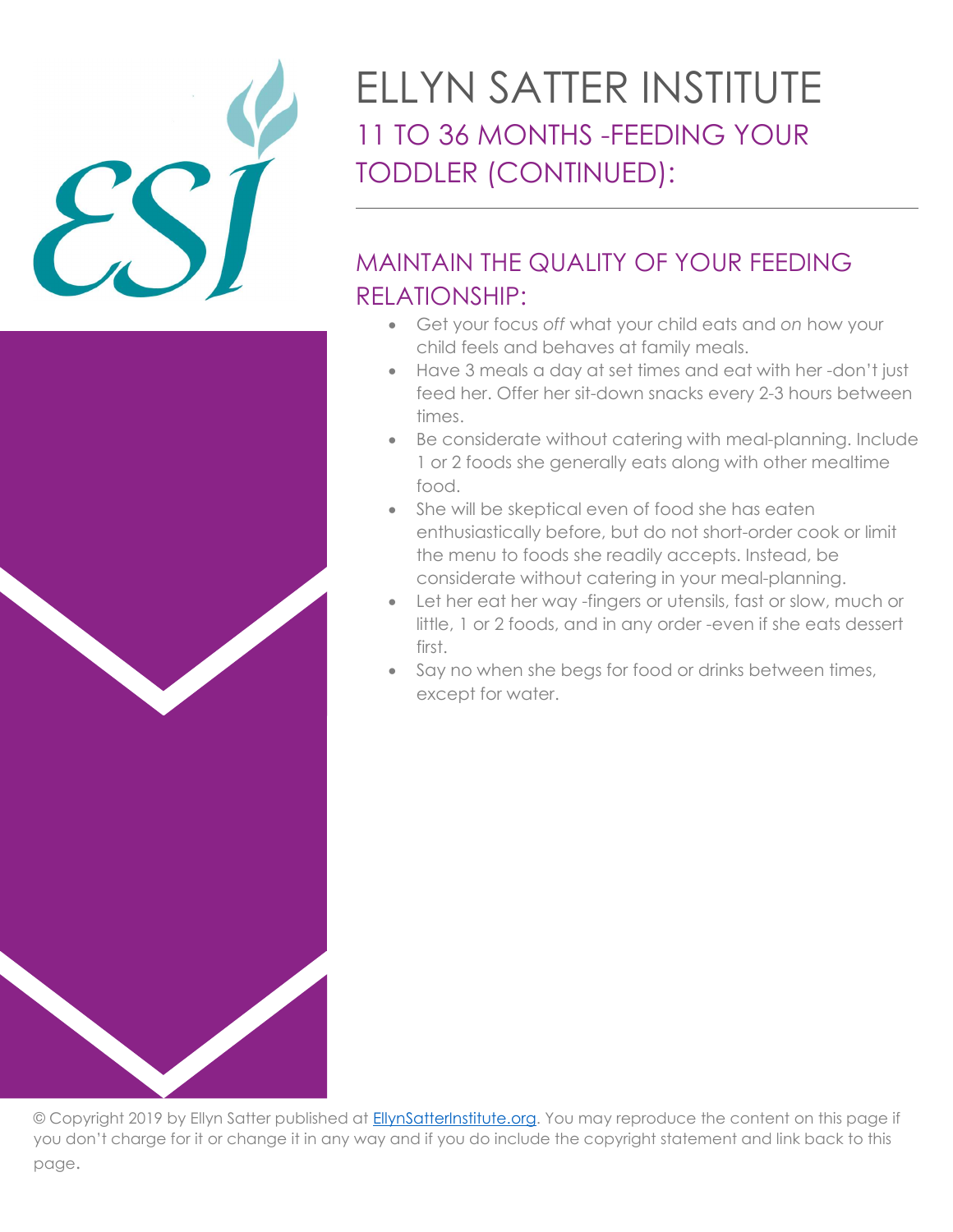# ELLYN SATTER INSTITUTE

## 11 TO 36 MONTHS -FEEDING YOUR TODDLER (CONTINUED):

## MAINTAIN THE QUALITY OF YOUR FEEDING RELATIONSHIP:

- Get your focus *off* what your child eats and *on* how your child feels and behaves at family meals.
- Have 3 meals a day at set times and eat with her -don't just feed her. Offer her sit-down snacks every 2-3 hours between times.
- Be considerate without catering with meal-planning. Include 1 or 2 foods she generally eats along with other mealtime food.
- She will be skeptical even of food she has eaten enthusiastically before, but do not short-order cook or limit the menu to foods she readily accepts. Instead, be considerate without catering in your meal-planning.
- Let her eat her way -fingers or utensils, fast or slow, much or little, 1 or 2 foods, and in any order -even if she eats dessert first.
- Say no when she begs for food or drinks between times, except for water.

© Copyright 2019 by Ellyn Satter published at [EllynSatterInstitute.org](https://EllynSatterInstitute.org). You may reproduce the content on this page if you don't charge for it or change it in any way and if you do include the copyright statement and link back to this page.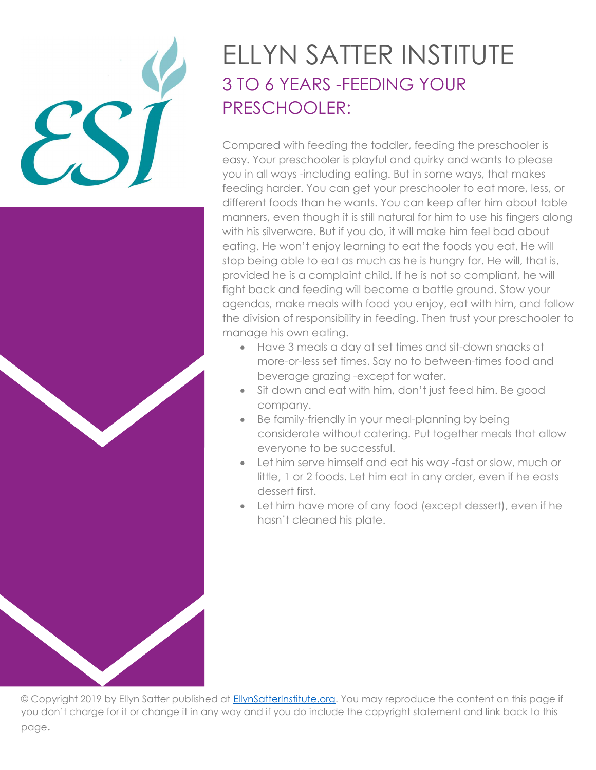# ELLYN SATTER INSTITUTE

## 3 TO 6 YEARS -FEEDING YOUR PRESCHOOLER:

Compared with feeding the toddler, feeding the preschooler is easy. Your preschooler is playful and quirky and wants to please you in all ways -including eating. But in some ways, that makes feeding harder. You can get your preschooler to eat more, less, or different foods than he wants. You can keep after him about table manners, even though it is still natural for him to use his fingers along with his silverware. But if you do, it will make him feel bad about eating. He won't enjoy learning to eat the foods you eat. He will stop being able to eat as much as he is hungry for. He will, that is, provided he is a complaint child. If he is not so compliant, he will fight back and feeding will become a battle ground. Stow your agendas, make meals with food you enjoy, eat with him, and follow the division of responsibility in feeding. Then trust your preschooler to manage his own eating.

- Have 3 meals a day at set times and sit-down snacks at more-or-less set times. Say no to between-times food and beverage grazing -except for water.
- Sit down and eat with him, don't just feed him. Be good company.
- Be family-friendly in your meal-planning by being considerate without catering. Put together meals that allow everyone to be successful.
- Let him serve himself and eat his way -fast or slow, much or little, 1 or 2 foods. Let him eat in any order, even if he easts dessert first.
- Let him have more of any food (except dessert), even if he hasn't cleaned his plate.

© Copyright 2019 by Ellyn Satter published at EllynSatterInstitute.org. You may reproduce the content on this page if you don't charge for it or change it in any way and if you do include the copyright statement and link back to this page.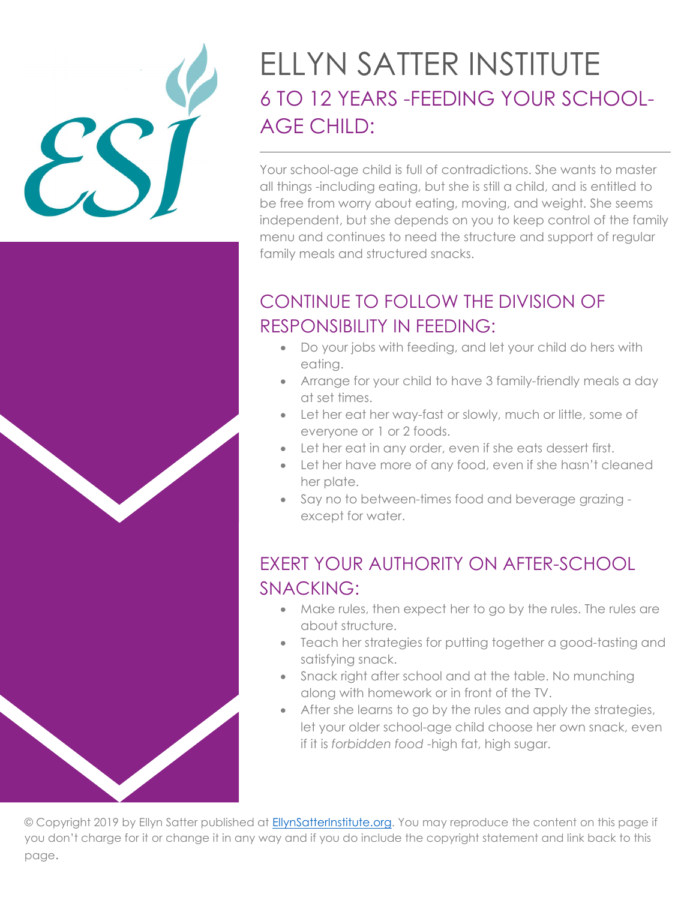# ELLYN SATTER INSTITUTE

## 6 TO 12 YEARS -FEEDING YOUR SCHOOL-AGE CHILD:

Your school-age child is full of contradictions. She wants to master all things -including eating, but she is still a child, and is entitled to be free from worry about eating, moving, and weight. She seems independent, but she depends on you to keep control of the family menu and continues to need the structure and support of regular family meals and structured snacks.

## CONTINUE TO FOLLOW THE DIVISION OF RESPONSIBILITY IN FEEDING:

- Do your jobs with feeding, and let your child do hers with eating.
- Arrange for your child to have 3 family-friendly meals a day at set times.
- Let her eat her way-fast or slowly, much or little, some of everyone or 1 or 2 foods.
- Let her eat in any order, even if she eats dessert first.
- Let her have more of any food, even if she hasn't cleaned her plate.
- Say no to between-times food and beverage grazing -except for water.

## EXERT YOUR AUTHORITY ON AFTER-SCHOOL SNACKING:

- Make rules, then expect her to go by the rules. The rules are about structure.
- Teach her strategies for putting together a good-tasting and satisfying snack.
- Snack right after school and at the table. No munching along with homework or in front of the TV.
- After she learns to go by the rules and apply the strategies, let your older school-age child choose her own snack, even if it is *forbidden food* -high fat, high sugar.

© Copyright 2019 by Ellyn Satter published at EllynSatterInstitute.org. You may reproduce the content on this page if you don't charge for it or change it in any way and if you do include the copyright statement and link back to this page.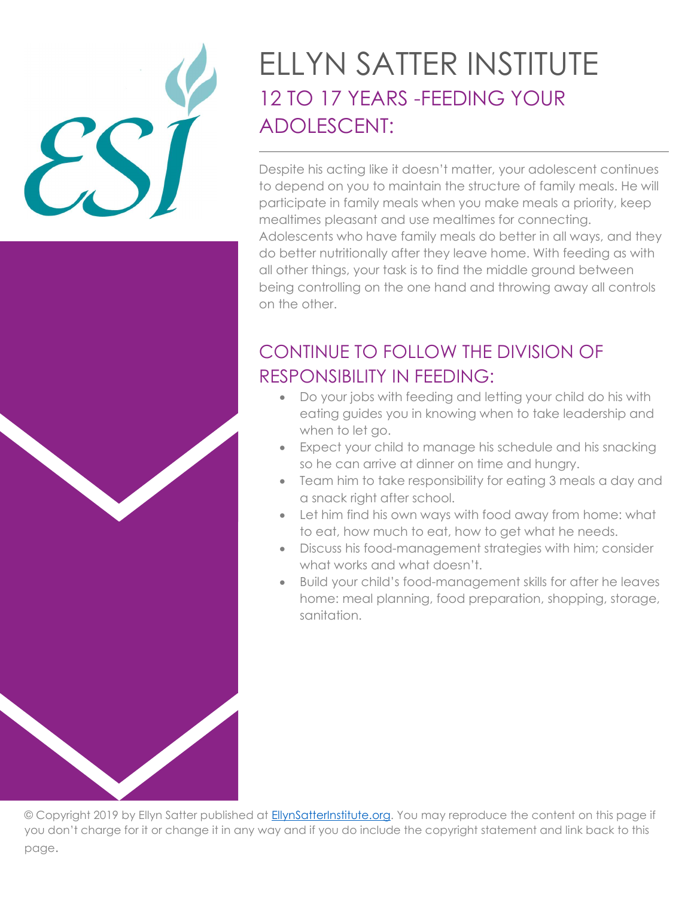# ELLYN SATTER INSTITUTE

## 12 TO 17 YEARS -FEEDING YOUR ADOLESCENT:

Despite his acting like it doesn't matter, your adolescent continues to depend on you to maintain the structure of family meals. He will participate in family meals when you make meals a priority, keep mealtimes pleasant and use mealtimes for connecting. Adolescents who have family meals do better in all ways, and they do better nutritionally after they leave home. With feeding as with all other things, your task is to find the middle ground between being controlling on the one hand and throwing away all controls on the other.

## CONTINUE TO FOLLOW THE DIVISION OF RESPONSIBILITY IN FEEDING:

- Do your jobs with feeding and letting your child do his with eating guides you in knowing when to take leadership and when to let go.
- Expect your child to manage his schedule and his snacking so he can arrive at dinner on time and hungry.
- Team him to take responsibility for eating 3 meals a day and a snack right after school.
- Let him find his own ways with food away from home: what to eat, how much to eat, how to get what he needs.
- Discuss his food-management strategies with him; consider what works and what doesn't.
- Build your child's food-management skills for after he leaves home: meal planning, food preparation, shopping, storage, sanitation.

© Copyright 2019 by Ellyn Satter published at EllynSatterInstitute.org. You may reproduce the content on this page if you don't charge for it or change it in any way and if you do include the copyright statement and link back to this page.